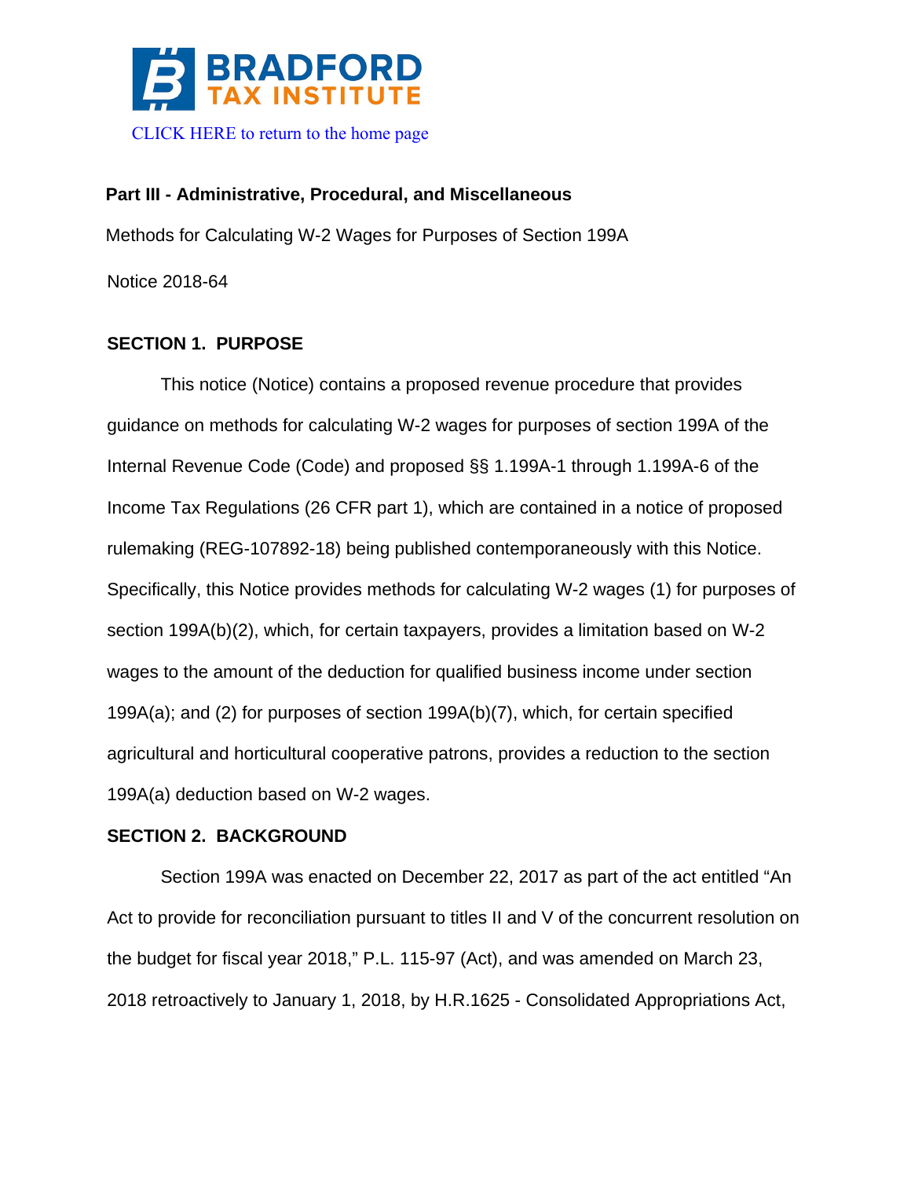BRADFORD TAX INSTITUTE

CLICK HERE to return to the home page

**Part III - Administrative, Procedural, and Miscellaneous**

Methods for Calculating W-2 Wages for Purposes of Section 199A

Notice 2018-64

## SECTION 1. PURPOSE

This notice (Notice) contains a proposed revenue procedure that provides guidance on methods for calculating W-2 wages for purposes of section 199A of the Internal Revenue Code (Code) and proposed §§ 1.199A-1 through 1.199A-6 of the Income Tax Regulations (26 CFR part 1), which are contained in a notice of proposed rulemaking (REG-107892-18) being published contemporaneously with this Notice. Specifically, this Notice provides methods for calculating W-2 wages (1) for purposes of section 199A(b)(2), which, for certain taxpayers, provides a limitation based on W-2 wages to the amount of the deduction for qualified business income under section 199A(a); and (2) for purposes of section 199A(b)(7), which, for certain specified agricultural and horticultural cooperative patrons, provides a reduction to the section 199A(a) deduction based on W-2 wages.

## SECTION 2. BACKGROUND

Section 199A was enacted on December 22, 2017 as part of the act entitled "An Act to provide for reconciliation pursuant to titles II and V of the concurrent resolution on the budget for fiscal year 2018," P.L. 115-97 (Act), and was amended on March 23, 2018 retroactively to January 1, 2018, by H.R.1625 - Consolidated Appropriations Act,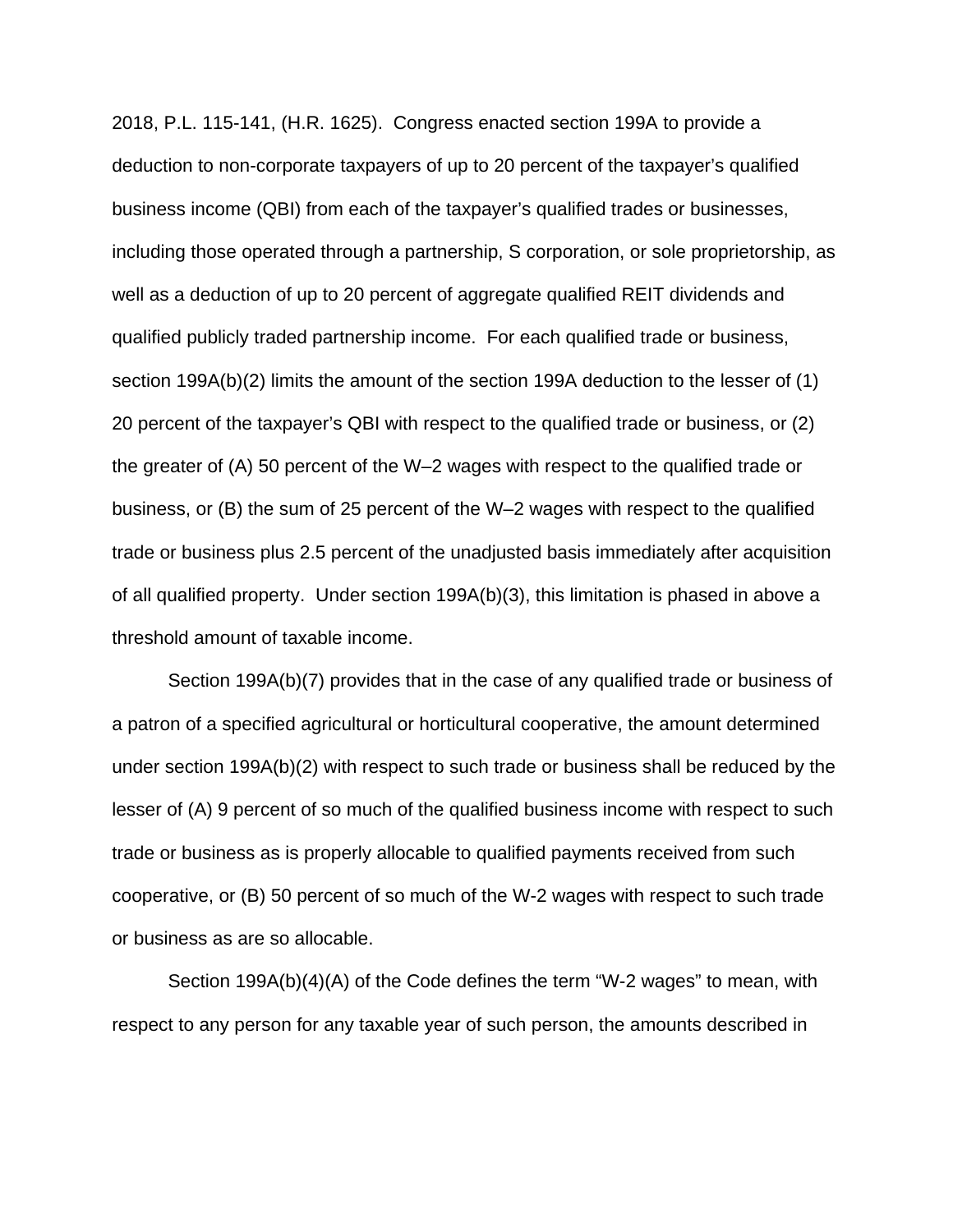2018, P.L. 115-141, (H.R. 1625). Congress enacted section 199A to provide a deduction to non-corporate taxpayers of up to 20 percent of the taxpayer's qualified business income (QBI) from each of the taxpayer's qualified trades or businesses, including those operated through a partnership, S corporation, or sole proprietorship, as well as a deduction of up to 20 percent of aggregate qualified REIT dividends and qualified publicly traded partnership income. For each qualified trade or business, section 199A(b)(2) limits the amount of the section 199A deduction to the lesser of (1) 20 percent of the taxpayer's QBI with respect to the qualified trade or business, or (2) the greater of (A) 50 percent of the W–2 wages with respect to the qualified trade or business, or (B) the sum of 25 percent of the W–2 wages with respect to the qualified trade or business plus 2.5 percent of the unadjusted basis immediately after acquisition of all qualified property. Under section 199A(b)(3), this limitation is phased in above a threshold amount of taxable income.

Section 199A(b)(7) provides that in the case of any qualified trade or business of a patron of a specified agricultural or horticultural cooperative, the amount determined under section 199A(b)(2) with respect to such trade or business shall be reduced by the lesser of (A) 9 percent of so much of the qualified business income with respect to such trade or business as is properly allocable to qualified payments received from such cooperative, or (B) 50 percent of so much of the W-2 wages with respect to such trade or business as are so allocable.

Section 199A(b)(4)(A) of the Code defines the term "W-2 wages" to mean, with respect to any person for any taxable year of such person, the amounts described in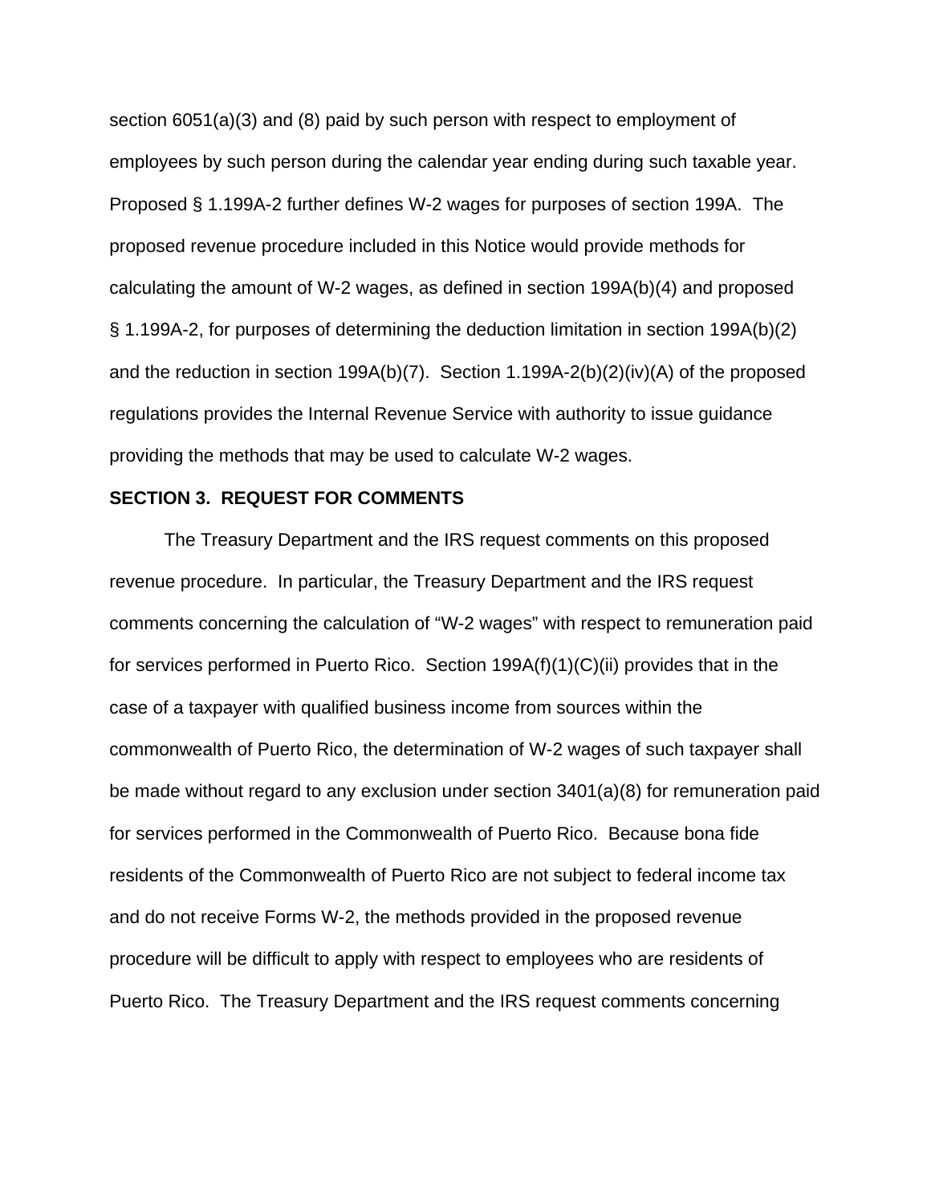section 6051(a)(3) and (8) paid by such person with respect to employment of employees by such person during the calendar year ending during such taxable year. Proposed § 1.199A-2 further defines W-2 wages for purposes of section 199A. The proposed revenue procedure included in this Notice would provide methods for calculating the amount of W-2 wages, as defined in section 199A(b)(4) and proposed § 1.199A-2, for purposes of determining the deduction limitation in section 199A(b)(2) and the reduction in section 199A(b)(7). Section 1.199A-2(b)(2)(iv)(A) of the proposed regulations provides the Internal Revenue Service with authority to issue guidance providing the methods that may be used to calculate W-2 wages.

**SECTION 3. REQUEST FOR COMMENTS**

The Treasury Department and the IRS request comments on this proposed revenue procedure. In particular, the Treasury Department and the IRS request comments concerning the calculation of "W-2 wages" with respect to remuneration paid for services performed in Puerto Rico. Section 199A(f)(1)(C)(ii) provides that in the case of a taxpayer with qualified business income from sources within the commonwealth of Puerto Rico, the determination of W-2 wages of such taxpayer shall be made without regard to any exclusion under section 3401(a)(8) for remuneration paid for services performed in the Commonwealth of Puerto Rico. Because bona fide residents of the Commonwealth of Puerto Rico are not subject to federal income tax and do not receive Forms W-2, the methods provided in the proposed revenue procedure will be difficult to apply with respect to employees who are residents of Puerto Rico. The Treasury Department and the IRS request comments concerning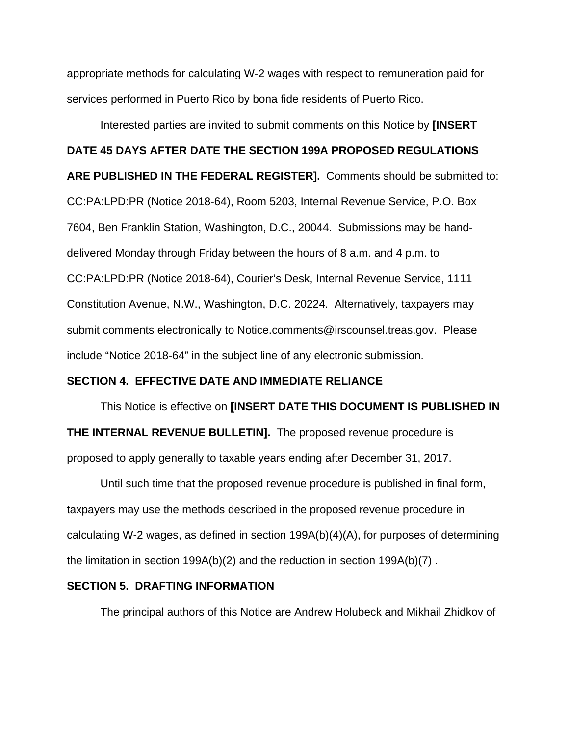appropriate methods for calculating W-2 wages with respect to remuneration paid for services performed in Puerto Rico by bona fide residents of Puerto Rico.

Interested parties are invited to submit comments on this Notice by **[INSERT DATE 45 DAYS AFTER DATE THE SECTION 199A PROPOSED REGULATIONS ARE PUBLISHED IN THE FEDERAL REGISTER].** Comments should be submitted to: CC:PA:LPD:PR (Notice 2018-64), Room 5203, Internal Revenue Service, P.O. Box 7604, Ben Franklin Station, Washington, D.C., 20044. Submissions may be hand-delivered Monday through Friday between the hours of 8 a.m. and 4 p.m. to CC:PA:LPD:PR (Notice 2018-64), Courier's Desk, Internal Revenue Service, 1111 Constitution Avenue, N.W., Washington, D.C. 20224. Alternatively, taxpayers may submit comments electronically to Notice.comments@irscounsel.treas.gov. Please include "Notice 2018-64" in the subject line of any electronic submission.

**SECTION 4. EFFECTIVE DATE AND IMMEDIATE RELIANCE**

This Notice is effective on **[INSERT DATE THIS DOCUMENT IS PUBLISHED IN THE INTERNAL REVENUE BULLETIN].** The proposed revenue procedure is proposed to apply generally to taxable years ending after December 31, 2017.

Until such time that the proposed revenue procedure is published in final form, taxpayers may use the methods described in the proposed revenue procedure in calculating W-2 wages, as defined in section 199A(b)(4)(A), for purposes of determining the limitation in section 199A(b)(2) and the reduction in section 199A(b)(7) .

**SECTION 5. DRAFTING INFORMATION**

The principal authors of this Notice are Andrew Holubeck and Mikhail Zhidkov of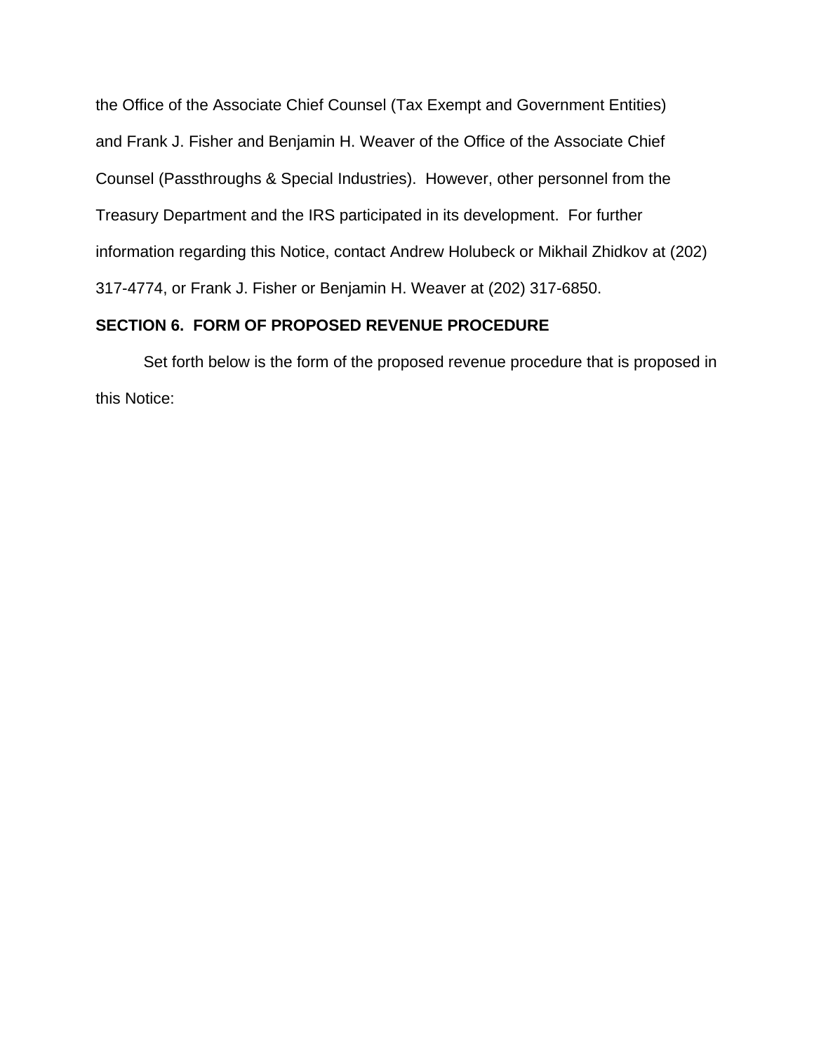the Office of the Associate Chief Counsel (Tax Exempt and Government Entities) and Frank J. Fisher and Benjamin H. Weaver of the Office of the Associate Chief Counsel (Passthroughs & Special Industries). However, other personnel from the Treasury Department and the IRS participated in its development. For further information regarding this Notice, contact Andrew Holubeck or Mikhail Zhidkov at (202) 317-4774, or Frank J. Fisher or Benjamin H. Weaver at (202) 317-6850.

**SECTION 6. FORM OF PROPOSED REVENUE PROCEDURE**

Set forth below is the form of the proposed revenue procedure that is proposed in this Notice: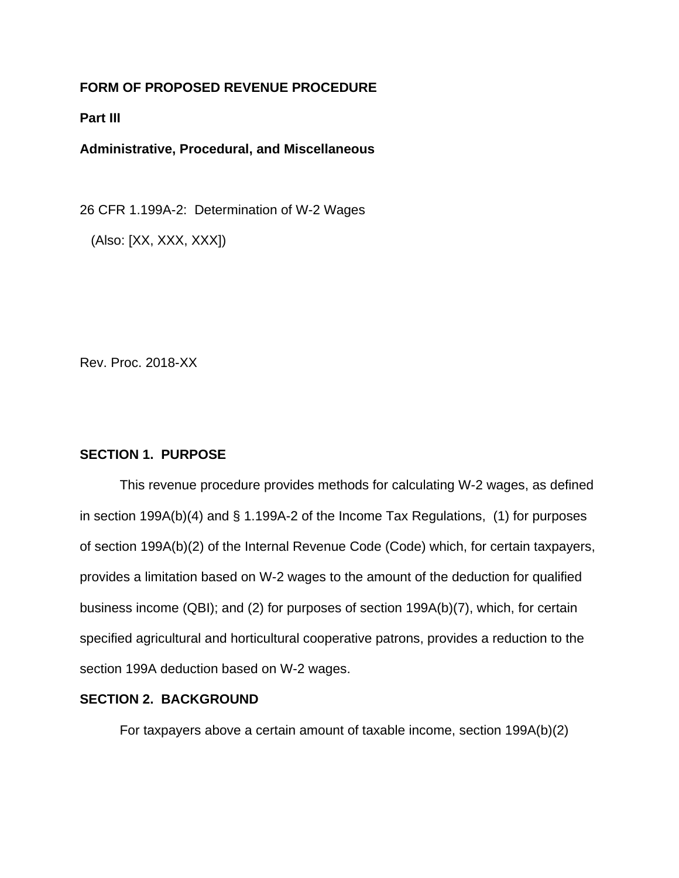**FORM OF PROPOSED REVENUE PROCEDURE**

**Part III**

**Administrative, Procedural, and Miscellaneous**

26 CFR 1.199A-2: Determination of W-2 Wages

(Also: [XX, XXX, XXX])

Rev. Proc. 2018-XX

**SECTION 1. PURPOSE**

This revenue procedure provides methods for calculating W-2 wages, as defined in section 199A(b)(4) and § 1.199A-2 of the Income Tax Regulations, (1) for purposes of section 199A(b)(2) of the Internal Revenue Code (Code) which, for certain taxpayers, provides a limitation based on W-2 wages to the amount of the deduction for qualified business income (QBI); and (2) for purposes of section 199A(b)(7), which, for certain specified agricultural and horticultural cooperative patrons, provides a reduction to the section 199A deduction based on W-2 wages.

**SECTION 2. BACKGROUND**

For taxpayers above a certain amount of taxable income, section 199A(b)(2)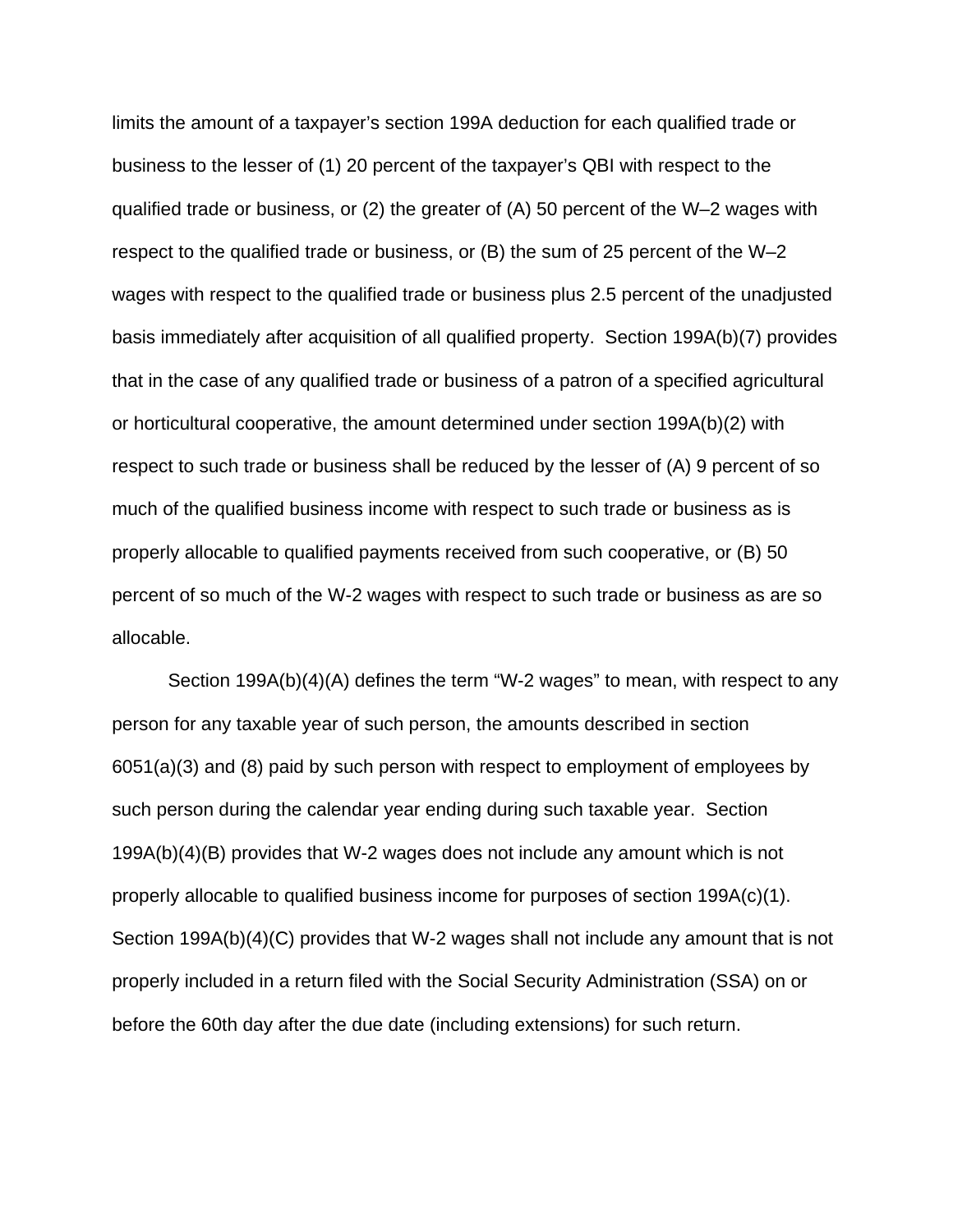limits the amount of a taxpayer's section 199A deduction for each qualified trade or business to the lesser of (1) 20 percent of the taxpayer's QBI with respect to the qualified trade or business, or (2) the greater of (A) 50 percent of the W–2 wages with respect to the qualified trade or business, or (B) the sum of 25 percent of the W–2 wages with respect to the qualified trade or business plus 2.5 percent of the unadjusted basis immediately after acquisition of all qualified property. Section 199A(b)(7) provides that in the case of any qualified trade or business of a patron of a specified agricultural or horticultural cooperative, the amount determined under section 199A(b)(2) with respect to such trade or business shall be reduced by the lesser of (A) 9 percent of so much of the qualified business income with respect to such trade or business as is properly allocable to qualified payments received from such cooperative, or (B) 50 percent of so much of the W-2 wages with respect to such trade or business as are so allocable.

Section 199A(b)(4)(A) defines the term "W-2 wages" to mean, with respect to any person for any taxable year of such person, the amounts described in section 6051(a)(3) and (8) paid by such person with respect to employment of employees by such person during the calendar year ending during such taxable year. Section 199A(b)(4)(B) provides that W-2 wages does not include any amount which is not properly allocable to qualified business income for purposes of section 199A(c)(1). Section 199A(b)(4)(C) provides that W-2 wages shall not include any amount that is not properly included in a return filed with the Social Security Administration (SSA) on or before the 60th day after the due date (including extensions) for such return.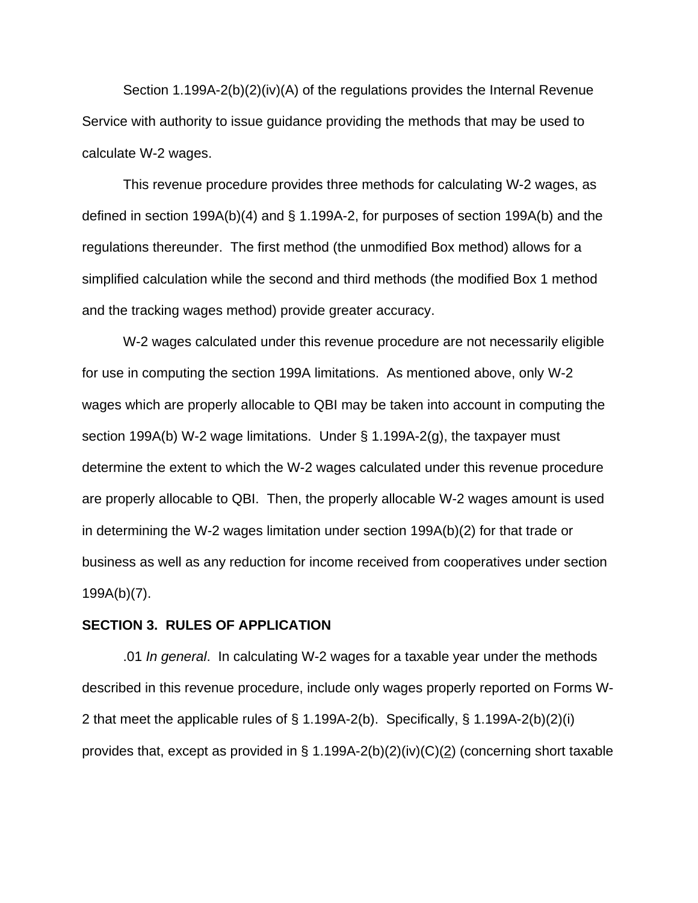Section 1.199A-2(b)(2)(iv)(A) of the regulations provides the Internal Revenue Service with authority to issue guidance providing the methods that may be used to calculate W-2 wages.

This revenue procedure provides three methods for calculating W-2 wages, as defined in section 199A(b)(4) and § 1.199A-2, for purposes of section 199A(b) and the regulations thereunder. The first method (the unmodified Box method) allows for a simplified calculation while the second and third methods (the modified Box 1 method and the tracking wages method) provide greater accuracy.

W-2 wages calculated under this revenue procedure are not necessarily eligible for use in computing the section 199A limitations. As mentioned above, only W-2 wages which are properly allocable to QBI may be taken into account in computing the section 199A(b) W-2 wage limitations. Under § 1.199A-2(g), the taxpayer must determine the extent to which the W-2 wages calculated under this revenue procedure are properly allocable to QBI. Then, the properly allocable W-2 wages amount is used in determining the W-2 wages limitation under section 199A(b)(2) for that trade or business as well as any reduction for income received from cooperatives under section 199A(b)(7).

**SECTION 3. RULES OF APPLICATION**

.01 *In general*. In calculating W-2 wages for a taxable year under the methods described in this revenue procedure, include only wages properly reported on Forms W-2 that meet the applicable rules of § 1.199A-2(b). Specifically, § 1.199A-2(b)(2)(i) provides that, except as provided in § 1.199A-2(b)(2)(iv)(C)(2) (concerning short taxable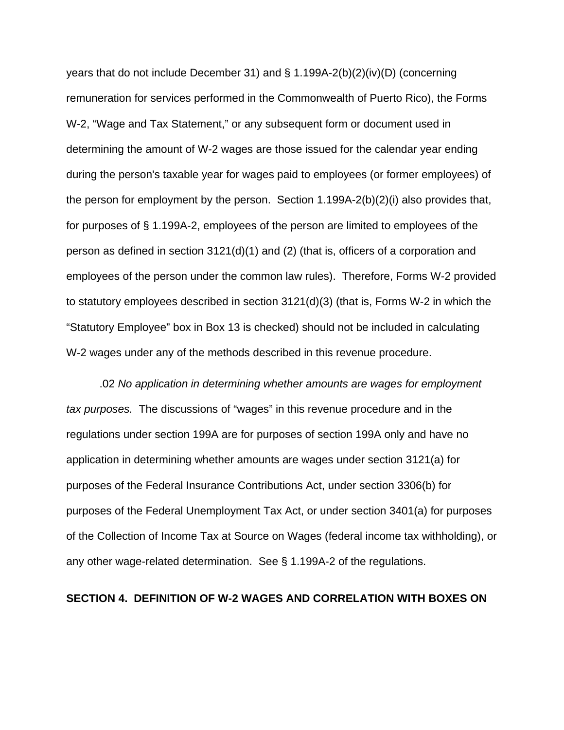years that do not include December 31) and § 1.199A-2(b)(2)(iv)(D) (concerning remuneration for services performed in the Commonwealth of Puerto Rico), the Forms W-2, "Wage and Tax Statement," or any subsequent form or document used in determining the amount of W-2 wages are those issued for the calendar year ending during the person's taxable year for wages paid to employees (or former employees) of the person for employment by the person. Section 1.199A-2(b)(2)(i) also provides that, for purposes of § 1.199A-2, employees of the person are limited to employees of the person as defined in section 3121(d)(1) and (2) (that is, officers of a corporation and employees of the person under the common law rules). Therefore, Forms W-2 provided to statutory employees described in section 3121(d)(3) (that is, Forms W-2 in which the "Statutory Employee" box in Box 13 is checked) should not be included in calculating W-2 wages under any of the methods described in this revenue procedure.

.02 *No application in determining whether amounts are wages for employment tax purposes.* The discussions of "wages" in this revenue procedure and in the regulations under section 199A are for purposes of section 199A only and have no application in determining whether amounts are wages under section 3121(a) for purposes of the Federal Insurance Contributions Act, under section 3306(b) for purposes of the Federal Unemployment Tax Act, or under section 3401(a) for purposes of the Collection of Income Tax at Source on Wages (federal income tax withholding), or any other wage-related determination. See § 1.199A-2 of the regulations.

**SECTION 4. DEFINITION OF W-2 WAGES AND CORRELATION WITH BOXES ON**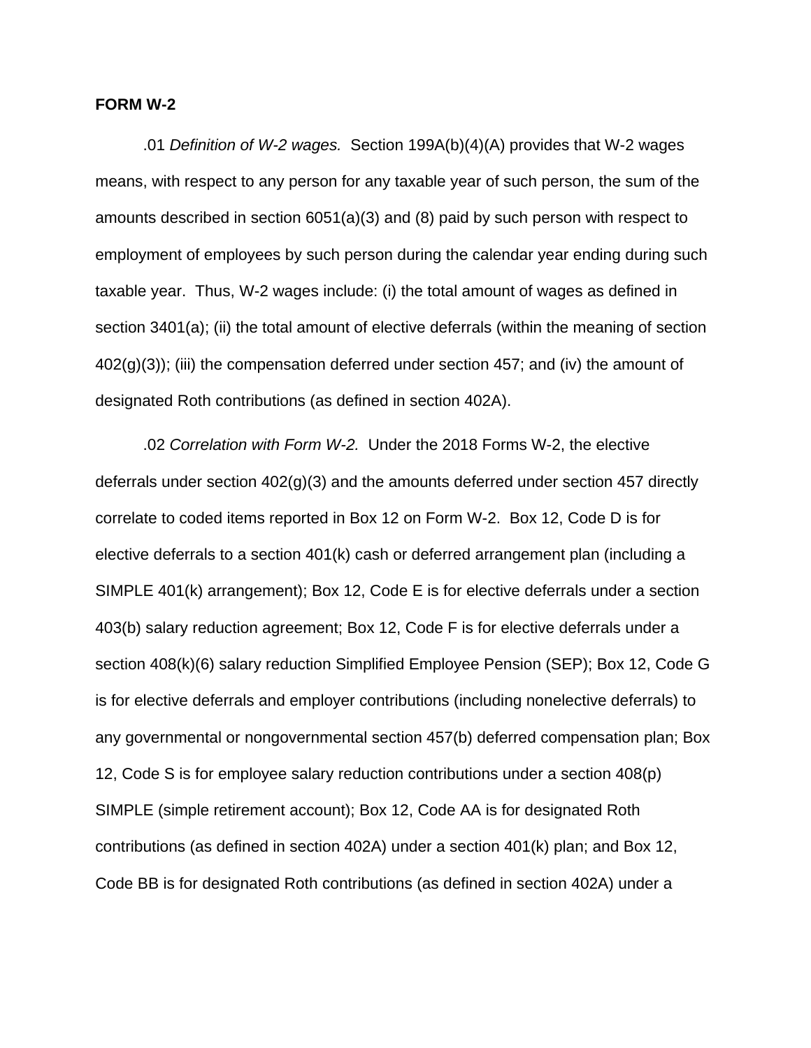**FORM W-2**

.01 *Definition of W-2 wages.* Section 199A(b)(4)(A) provides that W-2 wages means, with respect to any person for any taxable year of such person, the sum of the amounts described in section 6051(a)(3) and (8) paid by such person with respect to employment of employees by such person during the calendar year ending during such taxable year. Thus, W-2 wages include: (i) the total amount of wages as defined in section 3401(a); (ii) the total amount of elective deferrals (within the meaning of section 402(g)(3)); (iii) the compensation deferred under section 457; and (iv) the amount of designated Roth contributions (as defined in section 402A).

.02 *Correlation with Form W-2.* Under the 2018 Forms W-2, the elective deferrals under section 402(g)(3) and the amounts deferred under section 457 directly correlate to coded items reported in Box 12 on Form W-2. Box 12, Code D is for elective deferrals to a section 401(k) cash or deferred arrangement plan (including a SIMPLE 401(k) arrangement); Box 12, Code E is for elective deferrals under a section 403(b) salary reduction agreement; Box 12, Code F is for elective deferrals under a section 408(k)(6) salary reduction Simplified Employee Pension (SEP); Box 12, Code G is for elective deferrals and employer contributions (including nonelective deferrals) to any governmental or nongovernmental section 457(b) deferred compensation plan; Box 12, Code S is for employee salary reduction contributions under a section 408(p) SIMPLE (simple retirement account); Box 12, Code AA is for designated Roth contributions (as defined in section 402A) under a section 401(k) plan; and Box 12, Code BB is for designated Roth contributions (as defined in section 402A) under a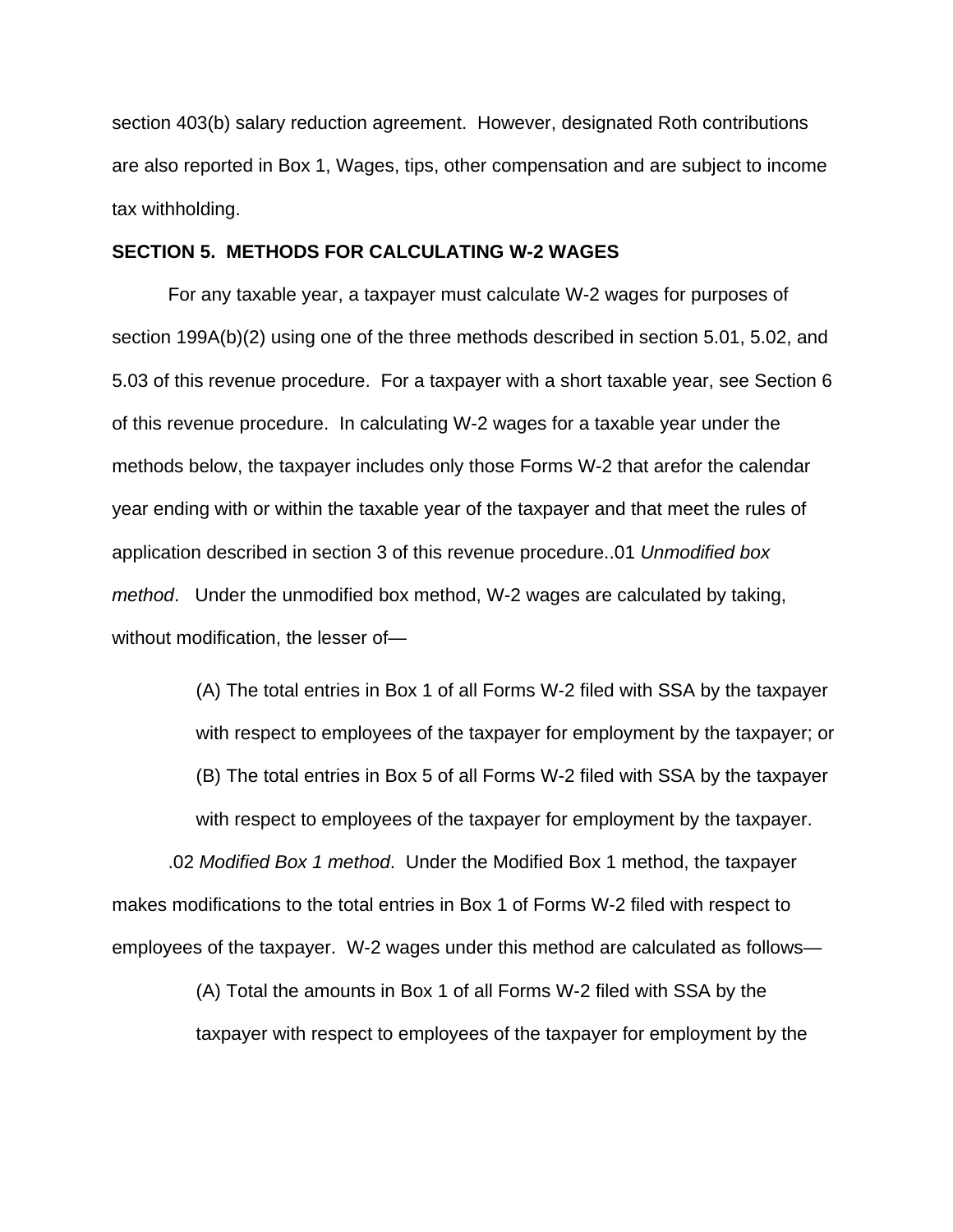section 403(b) salary reduction agreement. However, designated Roth contributions are also reported in Box 1, Wages, tips, other compensation and are subject to income tax withholding.

**SECTION 5. METHODS FOR CALCULATING W-2 WAGES**

For any taxable year, a taxpayer must calculate W-2 wages for purposes of section 199A(b)(2) using one of the three methods described in section 5.01, 5.02, and 5.03 of this revenue procedure. For a taxpayer with a short taxable year, see Section 6 of this revenue procedure. In calculating W-2 wages for a taxable year under the methods below, the taxpayer includes only those Forms W-2 that arefor the calendar year ending with or within the taxable year of the taxpayer and that meet the rules of application described in section 3 of this revenue procedure..01 *Unmodified box method*. Under the unmodified box method, W-2 wages are calculated by taking, without modification, the lesser of—

> (A) The total entries in Box 1 of all Forms W-2 filed with SSA by the taxpayer with respect to employees of the taxpayer for employment by the taxpayer; or
>
> (B) The total entries in Box 5 of all Forms W-2 filed with SSA by the taxpayer with respect to employees of the taxpayer for employment by the taxpayer.

.02 *Modified Box 1 method*. Under the Modified Box 1 method, the taxpayer makes modifications to the total entries in Box 1 of Forms W-2 filed with respect to employees of the taxpayer. W-2 wages under this method are calculated as follows—

> (A) Total the amounts in Box 1 of all Forms W-2 filed with SSA by the taxpayer with respect to employees of the taxpayer for employment by the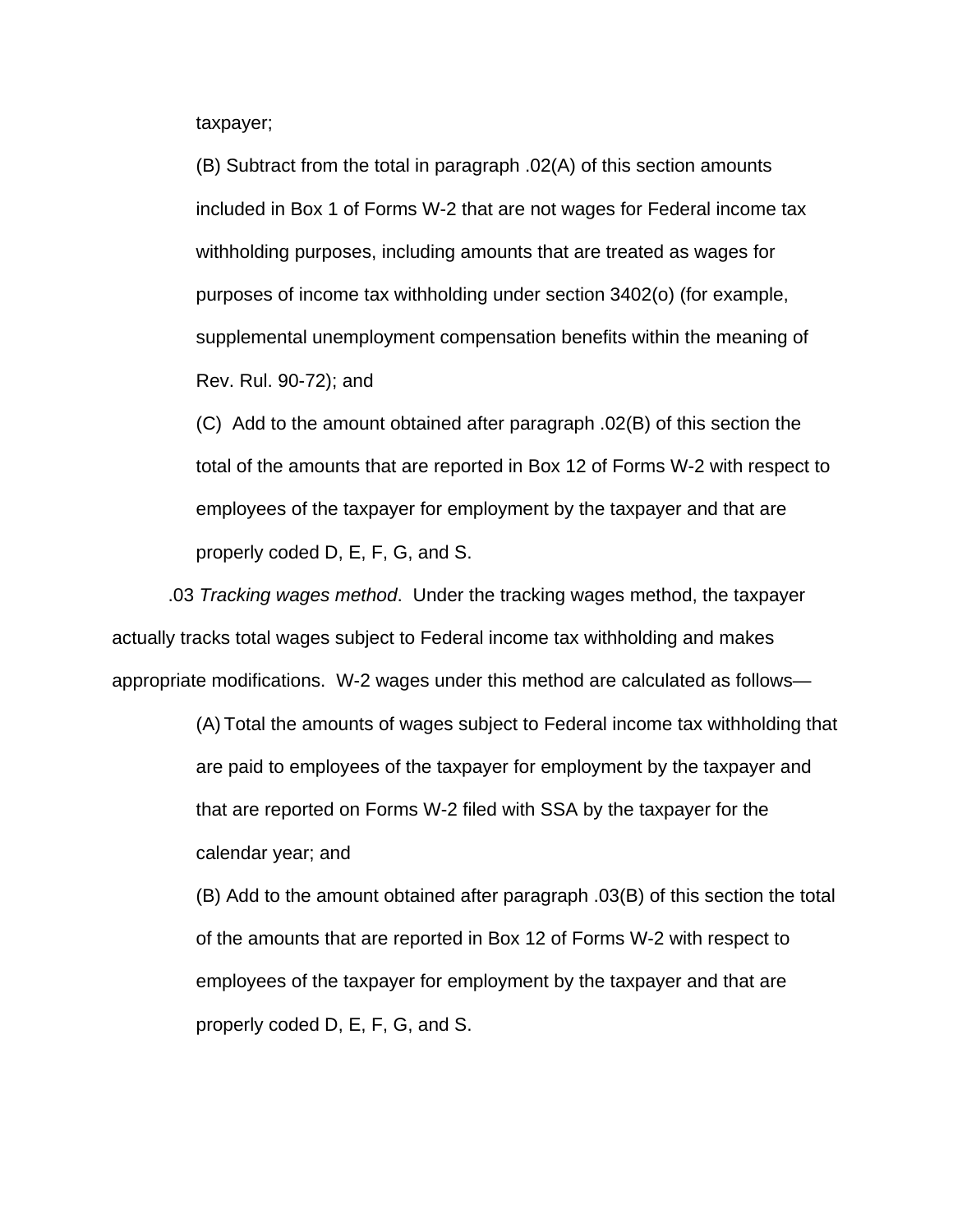taxpayer;

(B) Subtract from the total in paragraph .02(A) of this section amounts included in Box 1 of Forms W-2 that are not wages for Federal income tax withholding purposes, including amounts that are treated as wages for purposes of income tax withholding under section 3402(o) (for example, supplemental unemployment compensation benefits within the meaning of Rev. Rul. 90-72); and

(C) Add to the amount obtained after paragraph .02(B) of this section the total of the amounts that are reported in Box 12 of Forms W-2 with respect to employees of the taxpayer for employment by the taxpayer and that are properly coded D, E, F, G, and S.

.03 *Tracking wages method*. Under the tracking wages method, the taxpayer actually tracks total wages subject to Federal income tax withholding and makes appropriate modifications. W-2 wages under this method are calculated as follows—

(A) Total the amounts of wages subject to Federal income tax withholding that are paid to employees of the taxpayer for employment by the taxpayer and that are reported on Forms W-2 filed with SSA by the taxpayer for the calendar year; and

(B) Add to the amount obtained after paragraph .03(B) of this section the total of the amounts that are reported in Box 12 of Forms W-2 with respect to employees of the taxpayer for employment by the taxpayer and that are properly coded D, E, F, G, and S.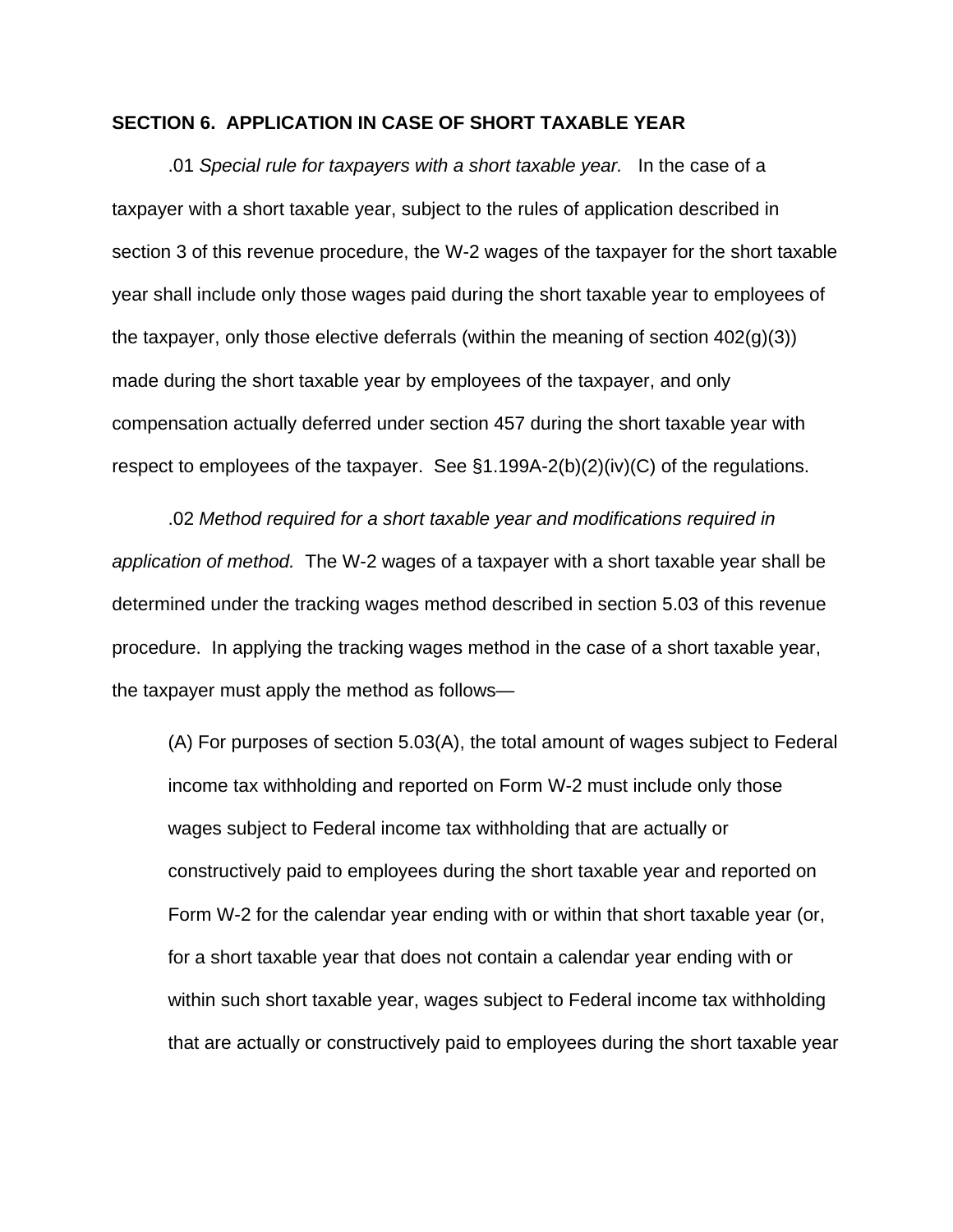## SECTION 6. APPLICATION IN CASE OF SHORT TAXABLE YEAR

.01 *Special rule for taxpayers with a short taxable year.* In the case of a taxpayer with a short taxable year, subject to the rules of application described in section 3 of this revenue procedure, the W-2 wages of the taxpayer for the short taxable year shall include only those wages paid during the short taxable year to employees of the taxpayer, only those elective deferrals (within the meaning of section 402(g)(3)) made during the short taxable year by employees of the taxpayer, and only compensation actually deferred under section 457 during the short taxable year with respect to employees of the taxpayer. See §1.199A-2(b)(2)(iv)(C) of the regulations.

.02 *Method required for a short taxable year and modifications required in application of method.* The W-2 wages of a taxpayer with a short taxable year shall be determined under the tracking wages method described in section 5.03 of this revenue procedure. In applying the tracking wages method in the case of a short taxable year, the taxpayer must apply the method as follows—

> (A) For purposes of section 5.03(A), the total amount of wages subject to Federal income tax withholding and reported on Form W-2 must include only those wages subject to Federal income tax withholding that are actually or constructively paid to employees during the short taxable year and reported on Form W-2 for the calendar year ending with or within that short taxable year (or, for a short taxable year that does not contain a calendar year ending with or within such short taxable year, wages subject to Federal income tax withholding that are actually or constructively paid to employees during the short taxable year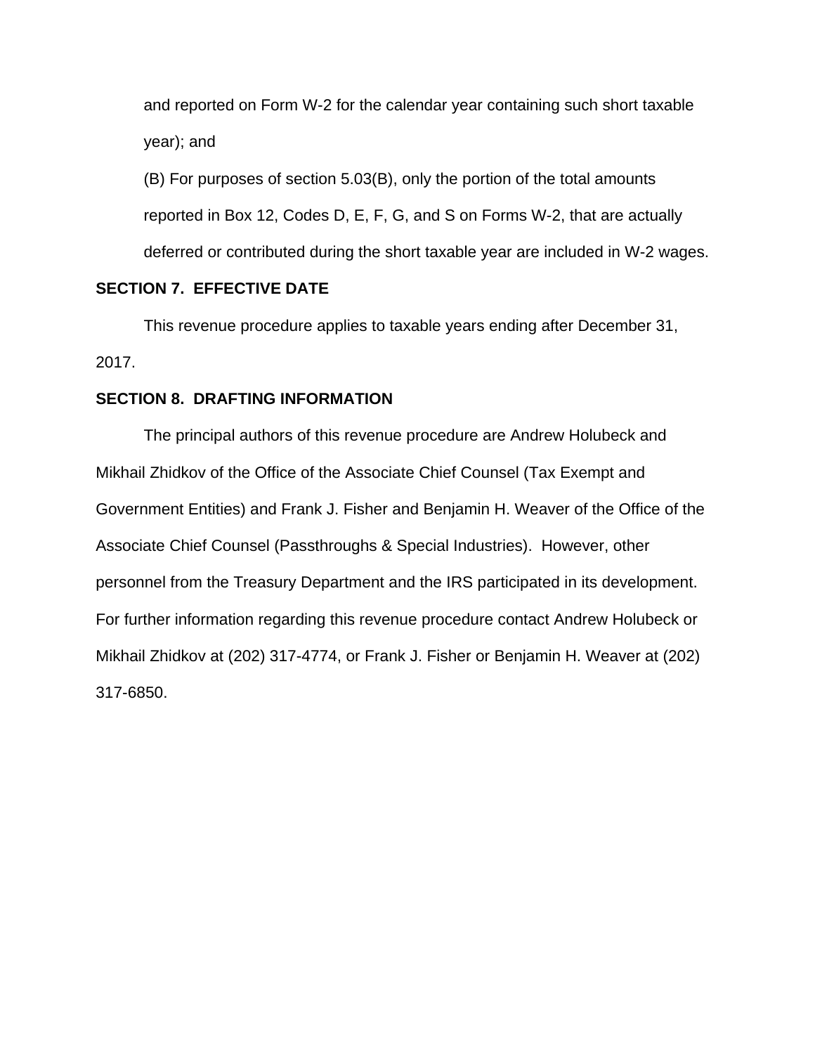and reported on Form W-2 for the calendar year containing such short taxable year); and

(B) For purposes of section 5.03(B), only the portion of the total amounts reported in Box 12, Codes D, E, F, G, and S on Forms W-2, that are actually deferred or contributed during the short taxable year are included in W-2 wages.

**SECTION 7. EFFECTIVE DATE**

This revenue procedure applies to taxable years ending after December 31, 2017.

**SECTION 8. DRAFTING INFORMATION**

The principal authors of this revenue procedure are Andrew Holubeck and Mikhail Zhidkov of the Office of the Associate Chief Counsel (Tax Exempt and Government Entities) and Frank J. Fisher and Benjamin H. Weaver of the Office of the Associate Chief Counsel (Passthroughs & Special Industries). However, other personnel from the Treasury Department and the IRS participated in its development. For further information regarding this revenue procedure contact Andrew Holubeck or Mikhail Zhidkov at (202) 317-4774, or Frank J. Fisher or Benjamin H. Weaver at (202) 317-6850.